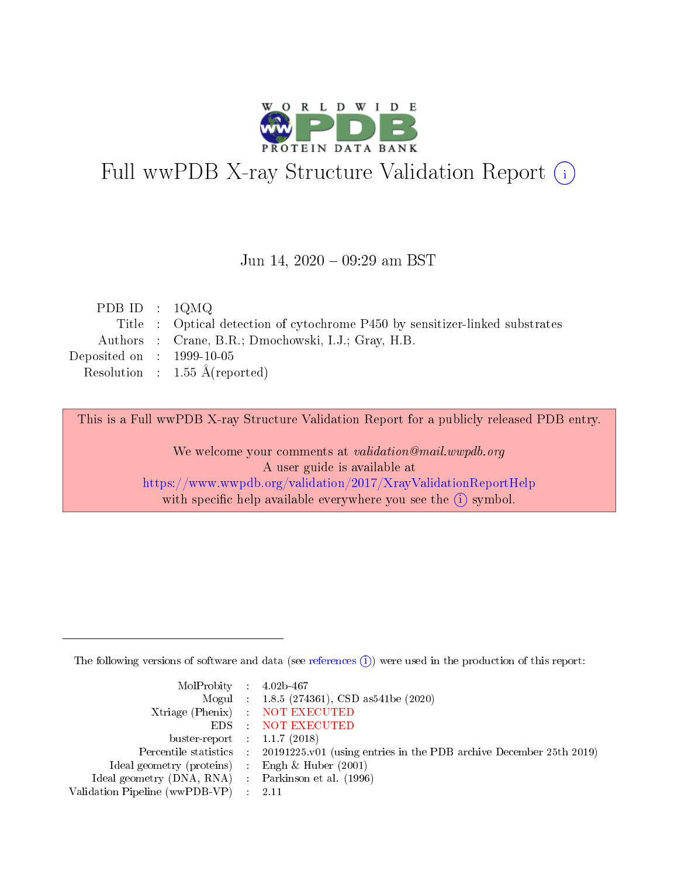# Full wwPDB X-ray Structure Validation Report (i)

Jun 14, 2020 – 09:29 am BST

| | | |
|---|---|---|
| PDB ID | : | 1QMQ |
| Title | : | Optical detection of cytochrome P450 by sensitizer-linked substrates |
| Authors | : | Crane, B.R.; Dmochowski, I.J.; Gray, H.B. |
| Deposited on | : | 1999-10-05 |
| Resolution | : | 1.55 Å(reported) |

This is a Full wwPDB X-ray Structure Validation Report for a publicly released PDB entry.

We welcome your comments at *validation@mail.wwpdb.org*
A user guide is available at
https://www.wwpdb.org/validation/2017/XrayValidationReportHelp
with specific help available everywhere you see the (i) symbol.

---

The following versions of software and data (see references (i)) were used in the production of this report:

| | | |
|---|---|---|
| MolProbity | : | 4.02b-467 |
| Mogul | : | 1.8.5 (274361), CSD as541be (2020) |
| Xtriage (Phenix) | : | NOT EXECUTED |
| EDS | : | NOT EXECUTED |
| buster-report | : | 1.1.7 (2018) |
| Percentile statistics | : | 20191225.v01 (using entries in the PDB archive December 25th 2019) |
| Ideal geometry (proteins) | : | Engh & Huber (2001) |
| Ideal geometry (DNA, RNA) | : | Parkinson et al. (1996) |
| Validation Pipeline (wwPDB-VP) | : | 2.11 |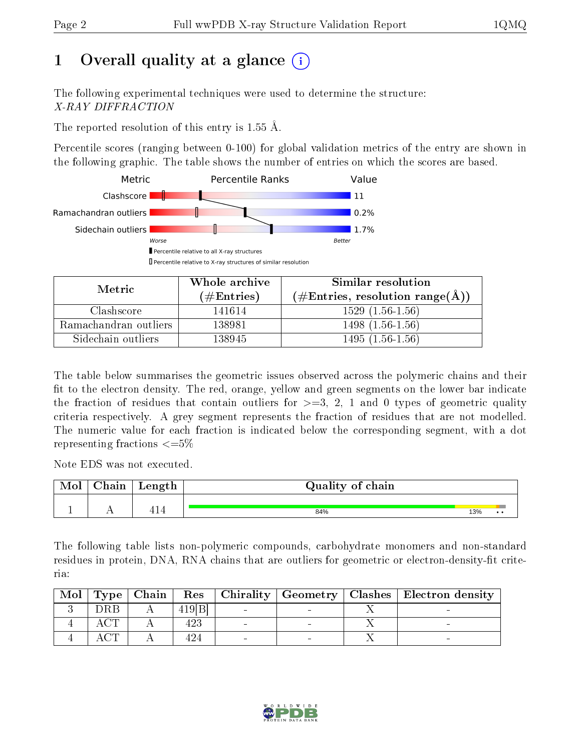# 1 Overall quality at a glance (i)

The following experimental techniques were used to determine the structure:
*X-RAY DIFFRACTION*

The reported resolution of this entry is 1.55 Å.

Percentile scores (ranging between 0-100) for global validation metrics of the entry are shown in the following graphic. The table shows the number of entries on which the scores are based.

| Metric | Percentile Ranks | Value |
|---|---|---|
| Clashscore | | 11 |
| Ramachandran outliers | | 0.2% |
| Sidechain outliers | | 1.7% |

Worse — Better

▮ Percentile relative to all X-ray structures
▯ Percentile relative to X-ray structures of similar resolution

| Metric | Whole archive (#Entries) | Similar resolution (#Entries, resolution range(Å)) |
|---|---|---|
| Clashscore | 141614 | 1529 (1.56-1.56) |
| Ramachandran outliers | 138981 | 1498 (1.56-1.56) |
| Sidechain outliers | 138945 | 1495 (1.56-1.56) |

The table below summarises the geometric issues observed across the polymeric chains and their fit to the electron density. The red, orange, yellow and green segments on the lower bar indicate the fraction of residues that contain outliers for >=3, 2, 1 and 0 types of geometric quality criteria respectively. A grey segment represents the fraction of residues that are not modelled. The numeric value for each fraction is indicated below the corresponding segment, with a dot representing fractions <=5%

Note EDS was not executed.

| Mol | Chain | Length | Quality of chain |
|---|---|---|---|
| 1 | A | 414 | 84% 13% • • |

The following table lists non-polymeric compounds, carbohydrate monomers and non-standard residues in protein, DNA, RNA chains that are outliers for geometric or electron-density-fit criteria:

| Mol | Type | Chain | Res | Chirality | Geometry | Clashes | Electron density |
|---|---|---|---|---|---|---|---|
| 3 | DRB | A | 419[B] | - | - | X | - |
| 4 | ACT | A | 423 | - | - | X | - |
| 4 | ACT | A | 424 | - | - | X | - |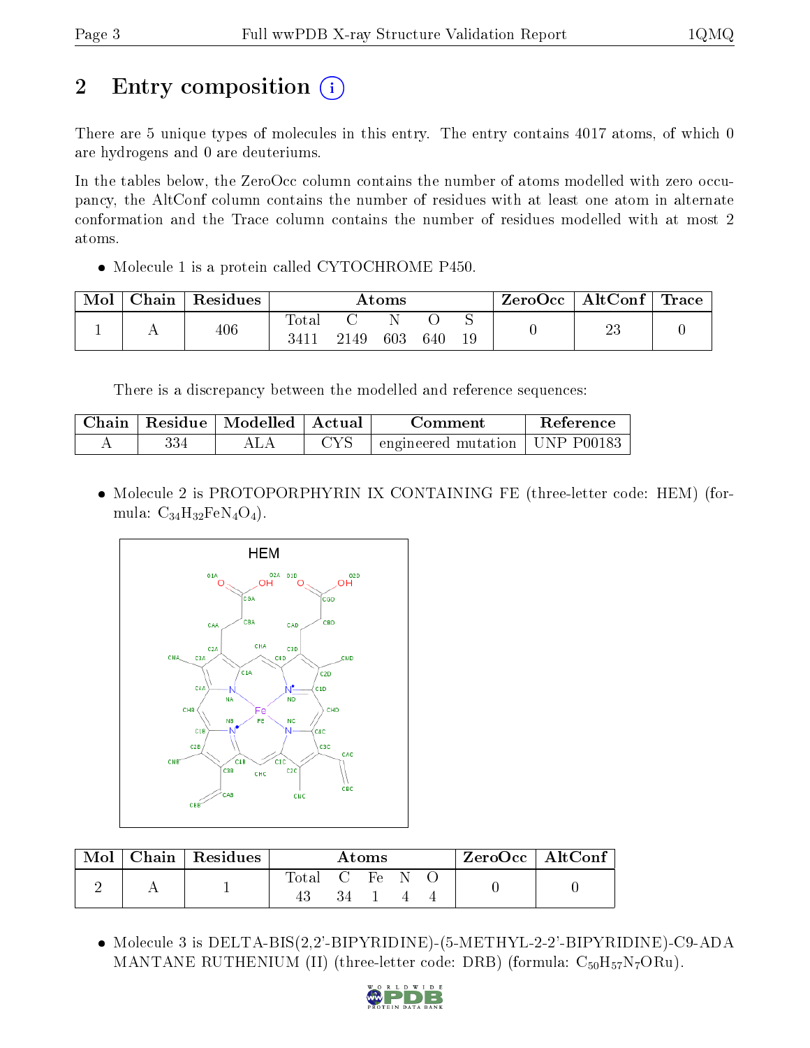# 2 Entry composition

There are 5 unique types of molecules in this entry. The entry contains 4017 atoms, of which 0 are hydrogens and 0 are deuteriums.

In the tables below, the ZeroOcc column contains the number of atoms modelled with zero occupancy, the AltConf column contains the number of residues with at least one atom in alternate conformation and the Trace column contains the number of residues modelled with at most 2 atoms.

- Molecule 1 is a protein called CYTOCHROME P450.

| Mol | Chain | Residues | Atoms | | | | | ZeroOcc | AltConf | Trace |
|---|---|---|---|---|---|---|---|---|---|---|
| | | | Total | C | N | O | S | | | |
| 1 | A | 406 | 3411 | 2149 | 603 | 640 | 19 | 0 | 23 | 0 |

There is a discrepancy between the modelled and reference sequences:

| Chain | Residue | Modelled | Actual | Comment | Reference |
|---|---|---|---|---|---|
| A | 334 | ALA | CYS | engineered mutation | UNP P00183 |

- Molecule 2 is PROTOPORPHYRIN IX CONTAINING FE (three-letter code: HEM) (formula: $C_{34}H_{32}FeN_4O_4$).

| Mol | Chain | Residues | Atoms | | | | | ZeroOcc | AltConf |
|---|---|---|---|---|---|---|---|---|---|
| | | | Total | C | Fe | N | O | | |
| 2 | A | 1 | 43 | 34 | 1 | 4 | 4 | 0 | 0 |

- Molecule 3 is DELTA-BIS(2,2'-BIPYRIDINE)-(5-METHYL-2-2'-BIPYRIDINE)-C9-ADAMANTANE RUTHENIUM (II) (three-letter code: DRB) (formula: $C_{50}H_{57}N_7ORu$).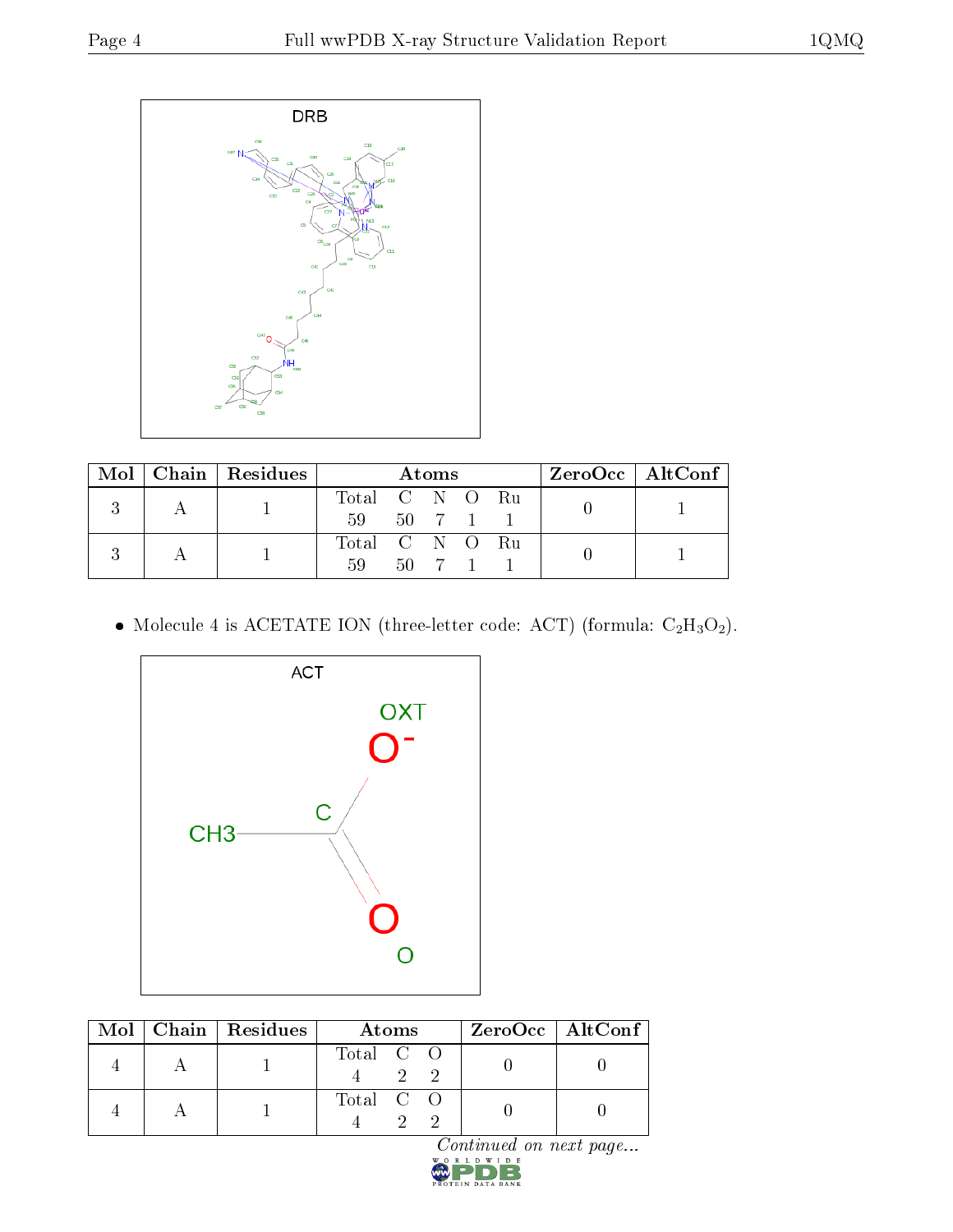| Mol | Chain | Residues | Atoms | | | | | ZeroOcc | AltConf |
|---|---|---|---|---|---|---|---|---|---|
| | | | Total | C | N | O | Ru | | |
| 3 | A | 1 | 59 | 50 | 7 | 1 | 1 | 0 | 1 |
| 3 | A | 1 | 59 | 50 | 7 | 1 | 1 | 0 | 1 |

- Molecule 4 is ACETATE ION (three-letter code: ACT) (formula: $C_2H_3O_2$).

| Mol | Chain | Residues | Atoms | | | ZeroOcc | AltConf |
|---|---|---|---|---|---|---|---|
| | | | Total | C | O | | |
| 4 | A | 1 | 4 | 2 | 2 | 0 | 0 |
| 4 | A | 1 | 4 | 2 | 2 | 0 | 0 |

*Continued on next page...*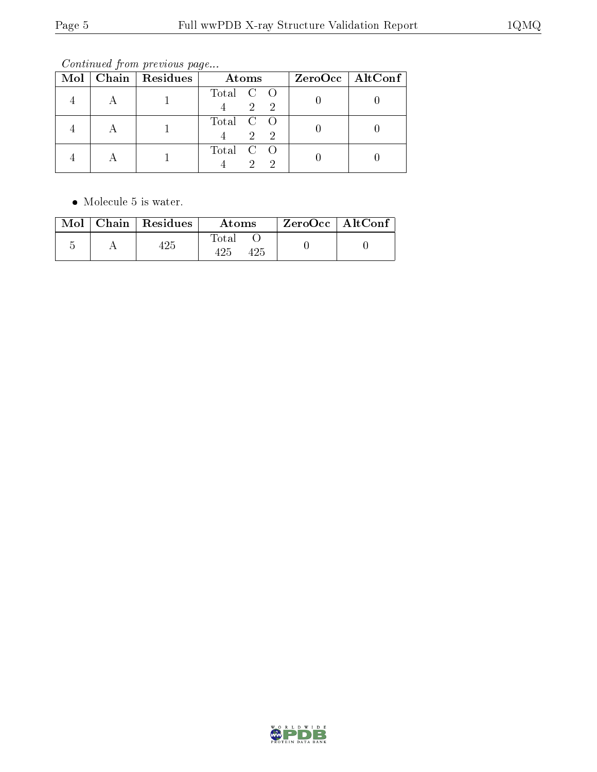*Continued from previous page...*

| Mol | Chain | Residues | Atoms | ZeroOcc | AltConf |
|---|---|---|---|---|---|
| 4 | A | 1 | Total C O<br>4 2 2 | 0 | 0 |
| 4 | A | 1 | Total C O<br>4 2 2 | 0 | 0 |
| 4 | A | 1 | Total C O<br>4 2 2 | 0 | 0 |

- Molecule 5 is water.

| Mol | Chain | Residues | Atoms | ZeroOcc | AltConf |
|---|---|---|---|---|---|
| 5 | A | 425 | Total O<br>425 425 | 0 | 0 |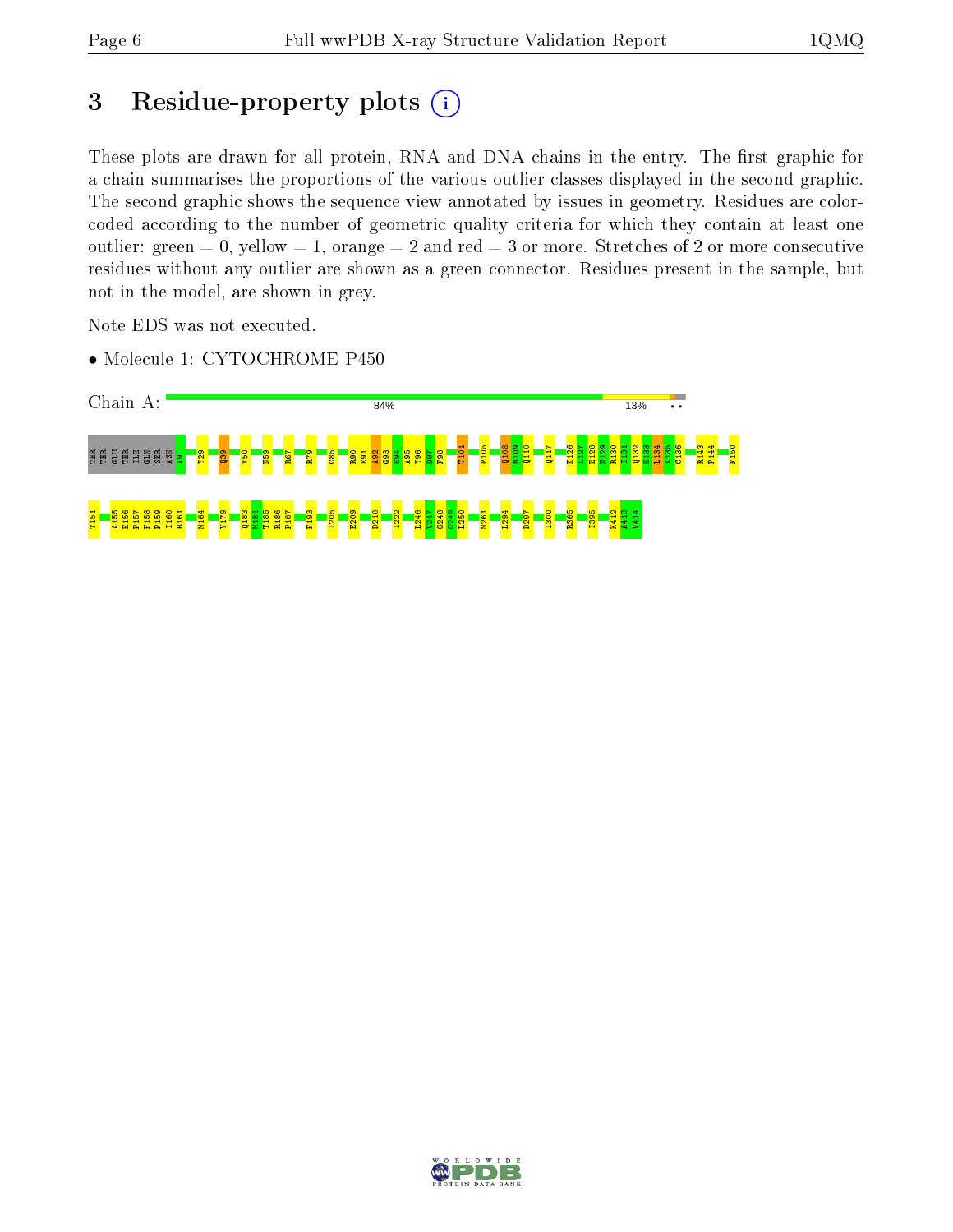# 3 Residue-property plots

These plots are drawn for all protein, RNA and DNA chains in the entry. The first graphic for a chain summarises the proportions of the various outlier classes displayed in the second graphic. The second graphic shows the sequence view annotated by issues in geometry. Residues are color-coded according to the number of geometric quality criteria for which they contain at least one outlier: green = 0, yellow = 1, orange = 2 and red = 3 or more. Stretches of 2 or more consecutive residues without any outlier are shown as a green connector. Residues present in the sample, but not in the model, are shown in grey.

Note EDS was not executed.

- Molecule 1: CYTOCHROME P450

Chain A: 84% 13% • •

THR THR GLU THR ILE GLN SER ASN A9 Y29 Q39 V50 N59 R67 R79 C85 R90 E91 A92 G93 E94 A95 Y96 D97 F98 T101 P105 Q108 R109 Q110 Q117 K126 L127 E128 N129 R130 I131 Q132 E133 L134 A135 C136 R143 P144 F150

T151 A155 E156 P157 F158 P159 I160 R161 M164 Y179 Q183 M184 T185 R186 P187 F193 I205 E209 D218 I222 L246 V247 G248 G249 L250 M261 L294 D297 I300 R365 I395 K412 A413 V414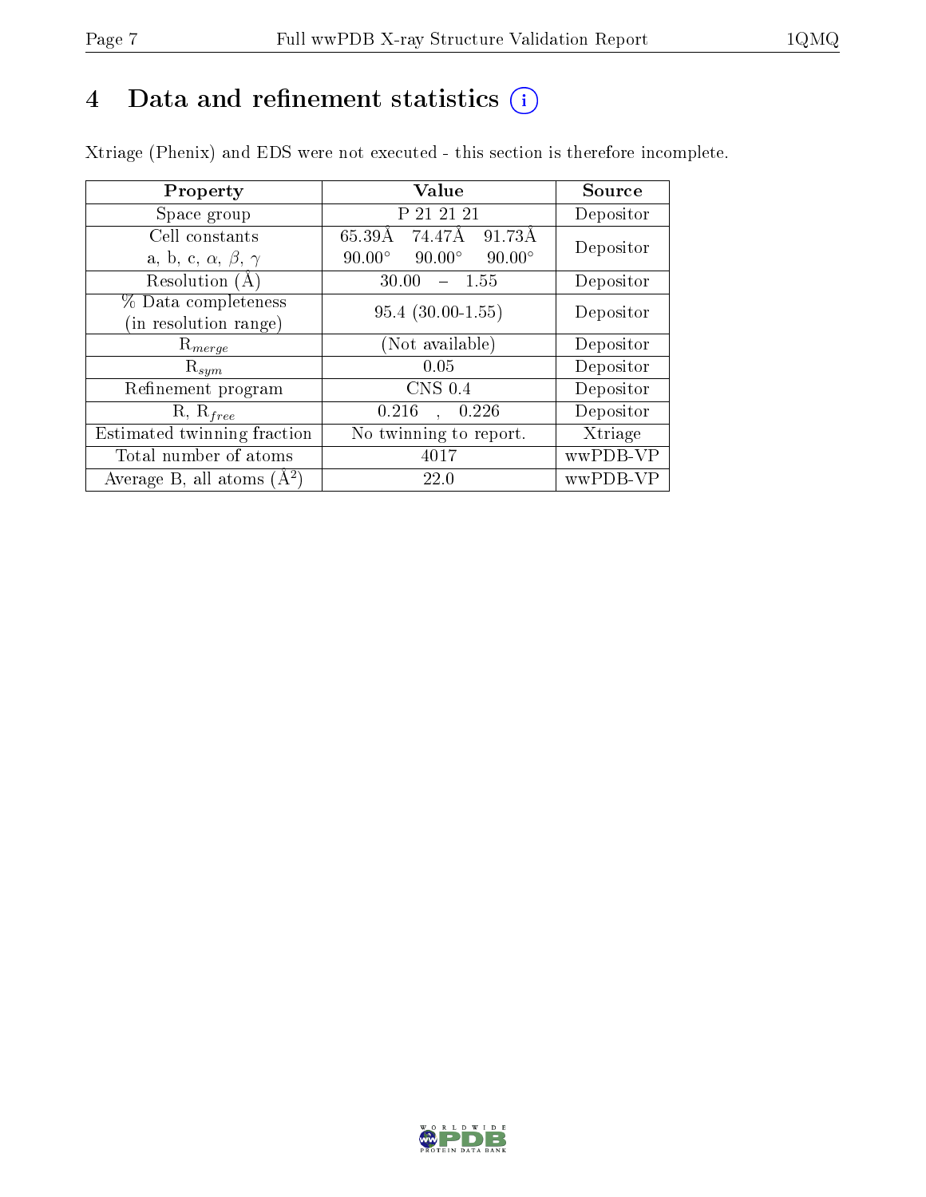# 4 Data and refinement statistics

Xtriage (Phenix) and EDS were not executed - this section is therefore incomplete.

| Property | Value | Source |
|---|---|---|
| Space group | P 21 21 21 | Depositor |
| Cell constants<br>a, b, c, $\alpha$, $\beta$, $\gamma$ | 65.39Å 74.47Å 91.73Å<br>90.00° 90.00° 90.00° | Depositor |
| Resolution (Å) | 30.00 – 1.55 | Depositor |
| % Data completeness<br>(in resolution range) | 95.4 (30.00-1.55) | Depositor |
| $R_{merge}$ | (Not available) | Depositor |
| $R_{sym}$ | 0.05 | Depositor |
| Refinement program | CNS 0.4 | Depositor |
| R, $R_{free}$ | 0.216 , 0.226 | Depositor |
| Estimated twinning fraction | No twinning to report. | Xtriage |
| Total number of atoms | 4017 | wwPDB-VP |
| Average B, all atoms (Å$^2$) | 22.0 | wwPDB-VP |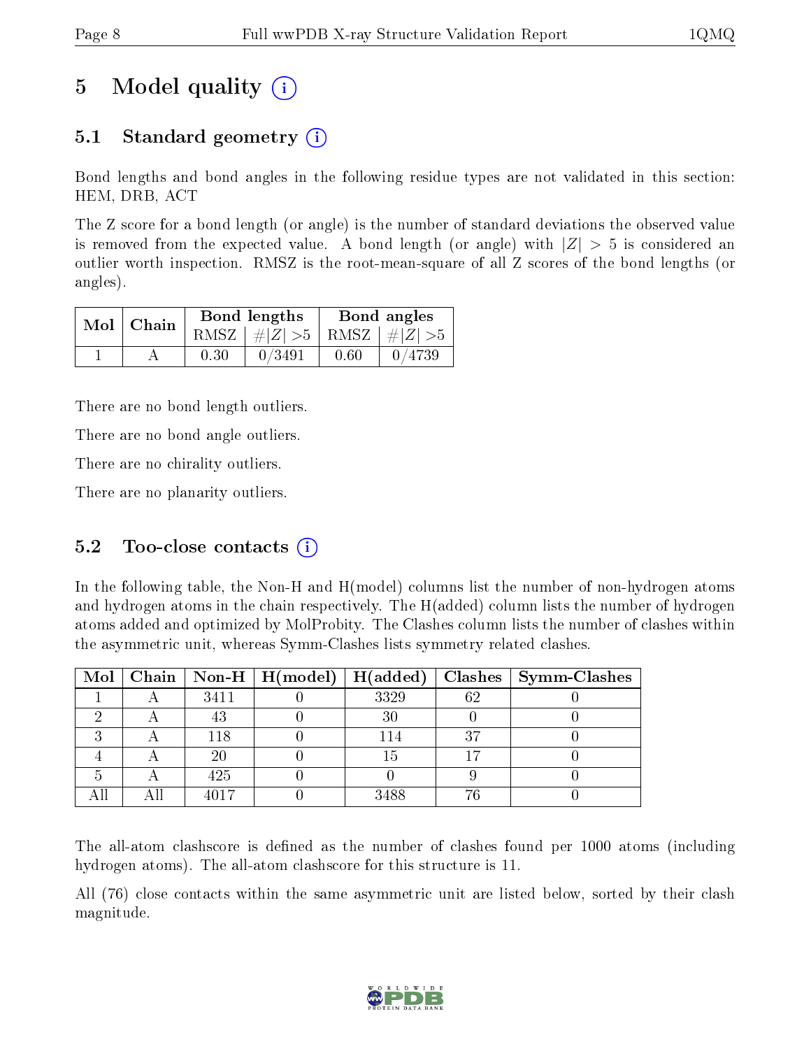# 5 Model quality (i)

## 5.1 Standard geometry (i)

Bond lengths and bond angles in the following residue types are not validated in this section: HEM, DRB, ACT

The Z score for a bond length (or angle) is the number of standard deviations the observed value is removed from the expected value. A bond length (or angle) with $|Z| > 5$ is considered an outlier worth inspection. RMSZ is the root-mean-square of all Z scores of the bond lengths (or angles).

| Mol | Chain | Bond lengths | | Bond angles | |
|---|---|---|---|---|---|
| | | RMSZ | $\#\|Z\| > 5$ | RMSZ | $\#\|Z\| > 5$ |
| 1 | A | 0.30 | 0/3491 | 0.60 | 0/4739 |

There are no bond length outliers.

There are no bond angle outliers.

There are no chirality outliers.

There are no planarity outliers.

## 5.2 Too-close contacts (i)

In the following table, the Non-H and H(model) columns list the number of non-hydrogen atoms and hydrogen atoms in the chain respectively. The H(added) column lists the number of hydrogen atoms added and optimized by MolProbity. The Clashes column lists the number of clashes within the asymmetric unit, whereas Symm-Clashes lists symmetry related clashes.

| Mol | Chain | Non-H | H(model) | H(added) | Clashes | Symm-Clashes |
|---|---|---|---|---|---|---|
| 1 | A | 3411 | 0 | 3329 | 62 | 0 |
| 2 | A | 43 | 0 | 30 | 0 | 0 |
| 3 | A | 118 | 0 | 114 | 37 | 0 |
| 4 | A | 20 | 0 | 15 | 17 | 0 |
| 5 | A | 425 | 0 | 0 | 9 | 0 |
| All | All | 4017 | 0 | 3488 | 76 | 0 |

The all-atom clashscore is defined as the number of clashes found per 1000 atoms (including hydrogen atoms). The all-atom clashscore for this structure is 11.

All (76) close contacts within the same asymmetric unit are listed below, sorted by their clash magnitude.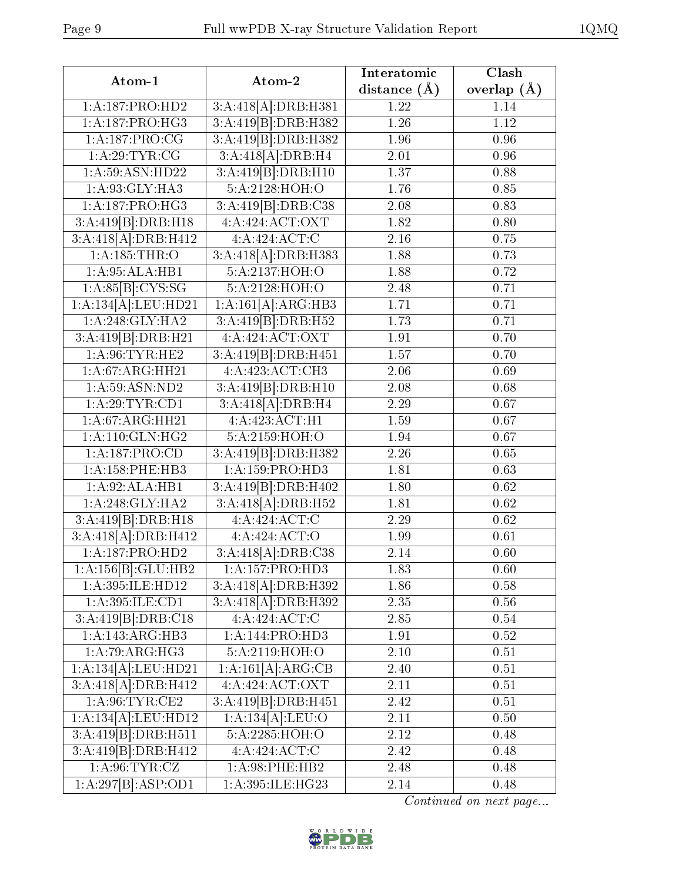| Atom-1 | Atom-2 | Interatomic distance (Å) | Clash overlap (Å) |
| --- | --- | --- | --- |
| 1:A:187:PRO:HD2 | 3:A:418[A]:DRB:H381 | 1.22 | 1.14 |
| 1:A:187:PRO:HG3 | 3:A:419[B]:DRB:H382 | 1.26 | 1.12 |
| 1:A:187:PRO:CG | 3:A:419[B]:DRB:H382 | 1.96 | 0.96 |
| 1:A:29:TYR:CG | 3:A:418[A]:DRB:H4 | 2.01 | 0.96 |
| 1:A:59:ASN:HD22 | 3:A:419[B]:DRB:H10 | 1.37 | 0.88 |
| 1:A:93:GLY:HA3 | 5:A:2128:HOH:O | 1.76 | 0.85 |
| 1:A:187:PRO:HG3 | 3:A:419[B]:DRB:C38 | 2.08 | 0.83 |
| 3:A:419[B]:DRB:H18 | 4:A:424:ACT:OXT | 1.82 | 0.80 |
| 3:A:418[A]:DRB:H412 | 4:A:424:ACT:C | 2.16 | 0.75 |
| 1:A:185:THR:O | 3:A:418[A]:DRB:H383 | 1.88 | 0.73 |
| 1:A:95:ALA:HB1 | 5:A:2137:HOH:O | 1.88 | 0.72 |
| 1:A:85[B]:CYS:SG | 5:A:2128:HOH:O | 2.48 | 0.71 |
| 1:A:134[A]:LEU:HD21 | 1:A:161[A]:ARG:HB3 | 1.71 | 0.71 |
| 1:A:248:GLY:HA2 | 3:A:419[B]:DRB:H52 | 1.73 | 0.71 |
| 3:A:419[B]:DRB:H21 | 4:A:424:ACT:OXT | 1.91 | 0.70 |
| 1:A:96:TYR:HE2 | 3:A:419[B]:DRB:H451 | 1.57 | 0.70 |
| 1:A:67:ARG:HH21 | 4:A:423:ACT:CH3 | 2.06 | 0.69 |
| 1:A:59:ASN:ND2 | 3:A:419[B]:DRB:H10 | 2.08 | 0.68 |
| 1:A:29:TYR:CD1 | 3:A:418[A]:DRB:H4 | 2.29 | 0.67 |
| 1:A:67:ARG:HH21 | 4:A:423:ACT:H1 | 1.59 | 0.67 |
| 1:A:110:GLN:HG2 | 5:A:2159:HOH:O | 1.94 | 0.67 |
| 1:A:187:PRO:CD | 3:A:419[B]:DRB:H382 | 2.26 | 0.65 |
| 1:A:158:PHE:HB3 | 1:A:159:PRO:HD3 | 1.81 | 0.63 |
| 1:A:92:ALA:HB1 | 3:A:419[B]:DRB:H402 | 1.80 | 0.62 |
| 1:A:248:GLY:HA2 | 3:A:418[A]:DRB:H52 | 1.81 | 0.62 |
| 3:A:419[B]:DRB:H18 | 4:A:424:ACT:C | 2.29 | 0.62 |
| 3:A:418[A]:DRB:H412 | 4:A:424:ACT:O | 1.99 | 0.61 |
| 1:A:187:PRO:HD2 | 3:A:418[A]:DRB:C38 | 2.14 | 0.60 |
| 1:A:156[B]:GLU:HB2 | 1:A:157:PRO:HD3 | 1.83 | 0.60 |
| 1:A:395:ILE:HD12 | 3:A:418[A]:DRB:H392 | 1.86 | 0.58 |
| 1:A:395:ILE:CD1 | 3:A:418[A]:DRB:H392 | 2.35 | 0.56 |
| 3:A:419[B]:DRB:C18 | 4:A:424:ACT:C | 2.85 | 0.54 |
| 1:A:143:ARG:HB3 | 1:A:144:PRO:HD3 | 1.91 | 0.52 |
| 1:A:79:ARG:HG3 | 5:A:2119:HOH:O | 2.10 | 0.51 |
| 1:A:134[A]:LEU:HD21 | 1:A:161[A]:ARG:CB | 2.40 | 0.51 |
| 3:A:418[A]:DRB:H412 | 4:A:424:ACT:OXT | 2.11 | 0.51 |
| 1:A:96:TYR:CE2 | 3:A:419[B]:DRB:H451 | 2.42 | 0.51 |
| 1:A:134[A]:LEU:HD12 | 1:A:134[A]:LEU:O | 2.11 | 0.50 |
| 3:A:419[B]:DRB:H511 | 5:A:2285:HOH:O | 2.12 | 0.48 |
| 3:A:419[B]:DRB:H412 | 4:A:424:ACT:C | 2.42 | 0.48 |
| 1:A:96:TYR:CZ | 1:A:98:PHE:HB2 | 2.48 | 0.48 |
| 1:A:297[B]:ASP:OD1 | 1:A:395:ILE:HG23 | 2.14 | 0.48 |

*Continued on next page...*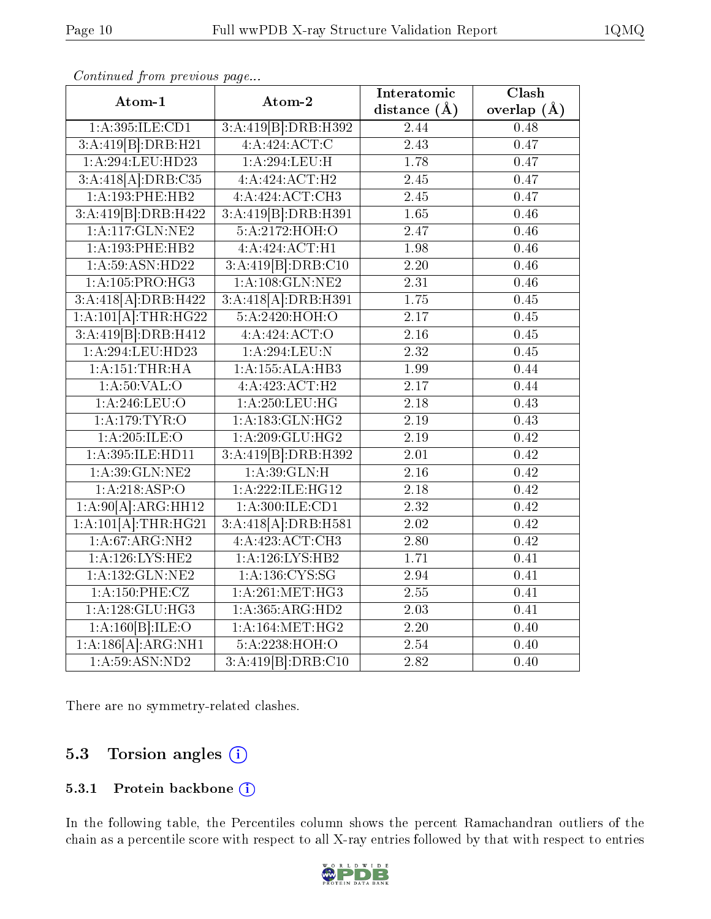*Continued from previous page...*

| Atom-1 | Atom-2 | Interatomic distance (Å) | Clash overlap (Å) |
|---|---|---|---|
| 1:A:395:ILE:CD1 | 3:A:419[B]:DRB:H392 | 2.44 | 0.48 |
| 3:A:419[B]:DRB:H21 | 4:A:424:ACT:C | 2.43 | 0.47 |
| 1:A:294:LEU:HD23 | 1:A:294:LEU:H | 1.78 | 0.47 |
| 3:A:418[A]:DRB:C35 | 4:A:424:ACT:H2 | 2.45 | 0.47 |
| 1:A:193:PHE:HB2 | 4:A:424:ACT:CH3 | 2.45 | 0.47 |
| 3:A:419[B]:DRB:H422 | 3:A:419[B]:DRB:H391 | 1.65 | 0.46 |
| 1:A:117:GLN:NE2 | 5:A:2172:HOH:O | 2.47 | 0.46 |
| 1:A:193:PHE:HB2 | 4:A:424:ACT:H1 | 1.98 | 0.46 |
| 1:A:59:ASN:HD22 | 3:A:419[B]:DRB:C10 | 2.20 | 0.46 |
| 1:A:105:PRO:HG3 | 1:A:108:GLN:NE2 | 2.31 | 0.46 |
| 3:A:418[A]:DRB:H422 | 3:A:418[A]:DRB:H391 | 1.75 | 0.45 |
| 1:A:101[A]:THR:HG22 | 5:A:2420:HOH:O | 2.17 | 0.45 |
| 3:A:419[B]:DRB:H412 | 4:A:424:ACT:O | 2.16 | 0.45 |
| 1:A:294:LEU:HD23 | 1:A:294:LEU:N | 2.32 | 0.45 |
| 1:A:151:THR:HA | 1:A:155:ALA:HB3 | 1.99 | 0.44 |
| 1:A:50:VAL:O | 4:A:423:ACT:H2 | 2.17 | 0.44 |
| 1:A:246:LEU:O | 1:A:250:LEU:HG | 2.18 | 0.43 |
| 1:A:179:TYR:O | 1:A:183:GLN:HG2 | 2.19 | 0.43 |
| 1:A:205:ILE:O | 1:A:209:GLU:HG2 | 2.19 | 0.42 |
| 1:A:395:ILE:HD11 | 3:A:419[B]:DRB:H392 | 2.01 | 0.42 |
| 1:A:39:GLN:NE2 | 1:A:39:GLN:H | 2.16 | 0.42 |
| 1:A:218:ASP:O | 1:A:222:ILE:HG12 | 2.18 | 0.42 |
| 1:A:90[A]:ARG:HH12 | 1:A:300:ILE:CD1 | 2.32 | 0.42 |
| 1:A:101[A]:THR:HG21 | 3:A:418[A]:DRB:H581 | 2.02 | 0.42 |
| 1:A:67:ARG:NH2 | 4:A:423:ACT:CH3 | 2.80 | 0.42 |
| 1:A:126:LYS:HE2 | 1:A:126:LYS:HB2 | 1.71 | 0.41 |
| 1:A:132:GLN:NE2 | 1:A:136:CYS:SG | 2.94 | 0.41 |
| 1:A:150:PHE:CZ | 1:A:261:MET:HG3 | 2.55 | 0.41 |
| 1:A:128:GLU:HG3 | 1:A:365:ARG:HD2 | 2.03 | 0.41 |
| 1:A:160[B]:ILE:O | 1:A:164:MET:HG2 | 2.20 | 0.40 |
| 1:A:186[A]:ARG:NH1 | 5:A:2238:HOH:O | 2.54 | 0.40 |
| 1:A:59:ASN:ND2 | 3:A:419[B]:DRB:C10 | 2.82 | 0.40 |

There are no symmetry-related clashes.

## 5.3 Torsion angles

### 5.3.1 Protein backbone

In the following table, the Percentiles column shows the percent Ramachandran outliers of the chain as a percentile score with respect to all X-ray entries followed by that with respect to entries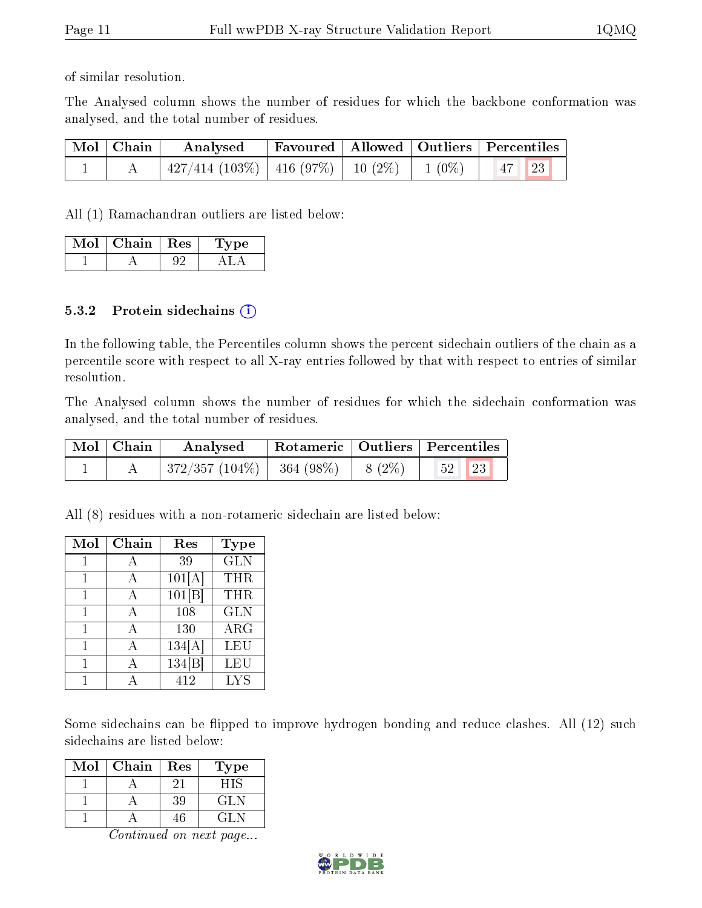of similar resolution.

The Analysed column shows the number of residues for which the backbone conformation was analysed, and the total number of residues.

| Mol | Chain | Analysed | Favoured | Allowed | Outliers | Percentiles | |
|---|---|---|---|---|---|---|---|
| 1 | A | 427/414 (103%) | 416 (97%) | 10 (2%) | 1 (0%) | 47 | 23 |

All (1) Ramachandran outliers are listed below:

| Mol | Chain | Res | Type |
|---|---|---|---|
| 1 | A | 92 | ALA |

### 5.3.2 Protein sidechains

In the following table, the Percentiles column shows the percent sidechain outliers of the chain as a percentile score with respect to all X-ray entries followed by that with respect to entries of similar resolution.

The Analysed column shows the number of residues for which the sidechain conformation was analysed, and the total number of residues.

| Mol | Chain | Analysed | Rotameric | Outliers | Percentiles | |
|---|---|---|---|---|---|---|
| 1 | A | 372/357 (104%) | 364 (98%) | 8 (2%) | 52 | 23 |

All (8) residues with a non-rotameric sidechain are listed below:

| Mol | Chain | Res | Type |
|---|---|---|---|
| 1 | A | 39 | GLN |
| 1 | A | 101[A] | THR |
| 1 | A | 101[B] | THR |
| 1 | A | 108 | GLN |
| 1 | A | 130 | ARG |
| 1 | A | 134[A] | LEU |
| 1 | A | 134[B] | LEU |
| 1 | A | 412 | LYS |

Some sidechains can be flipped to improve hydrogen bonding and reduce clashes. All (12) such sidechains are listed below:

| Mol | Chain | Res | Type |
|---|---|---|---|
| 1 | A | 21 | HIS |
| 1 | A | 39 | GLN |
| 1 | A | 46 | GLN |

*Continued on next page...*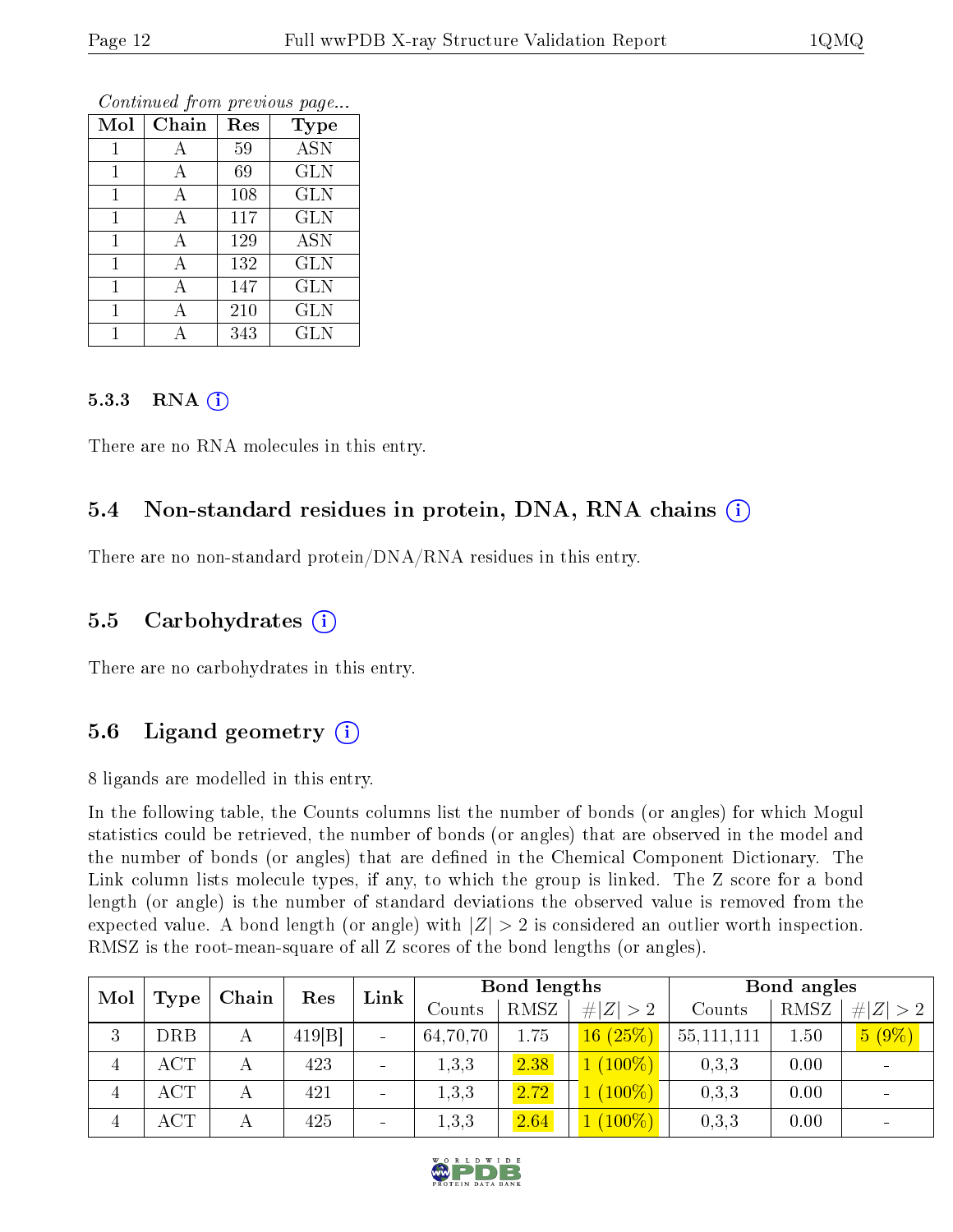*Continued from previous page...*

| Mol | Chain | Res | Type |
|---|---|---|---|
| 1 | A | 59 | ASN |
| 1 | A | 69 | GLN |
| 1 | A | 108 | GLN |
| 1 | A | 117 | GLN |
| 1 | A | 129 | ASN |
| 1 | A | 132 | GLN |
| 1 | A | 147 | GLN |
| 1 | A | 210 | GLN |
| 1 | A | 343 | GLN |

#### 5.3.3 RNA (i)

There are no RNA molecules in this entry.

### 5.4 Non-standard residues in protein, DNA, RNA chains (i)

There are no non-standard protein/DNA/RNA residues in this entry.

### 5.5 Carbohydrates (i)

There are no carbohydrates in this entry.

### 5.6 Ligand geometry (i)

8 ligands are modelled in this entry.

In the following table, the Counts columns list the number of bonds (or angles) for which Mogul statistics could be retrieved, the number of bonds (or angles) that are observed in the model and the number of bonds (or angles) that are defined in the Chemical Component Dictionary. The Link column lists molecule types, if any, to which the group is linked. The Z score for a bond length (or angle) is the number of standard deviations the observed value is removed from the expected value. A bond length (or angle) with $|Z| > 2$ is considered an outlier worth inspection. RMSZ is the root-mean-square of all Z scores of the bond lengths (or angles).

| Mol | Type | Chain | Res | Link | Bond lengths | | | Bond angles | | |
|---|---|---|---|---|---|---|---|---|---|---|
| | | | | | Counts | RMSZ | $\#\|Z\| > 2$ | Counts | RMSZ | $\#\|Z\| > 2$ |
| 3 | DRB | A | 419[B] | - | 64,70,70 | 1.75 | 16 (25%) | 55,111,111 | 1.50 | 5 (9%) |
| 4 | ACT | A | 423 | - | 1,3,3 | 2.38 | 1 (100%) | 0,3,3 | 0.00 | - |
| 4 | ACT | A | 421 | - | 1,3,3 | 2.72 | 1 (100%) | 0,3,3 | 0.00 | - |
| 4 | ACT | A | 425 | - | 1,3,3 | 2.64 | 1 (100%) | 0,3,3 | 0.00 | - |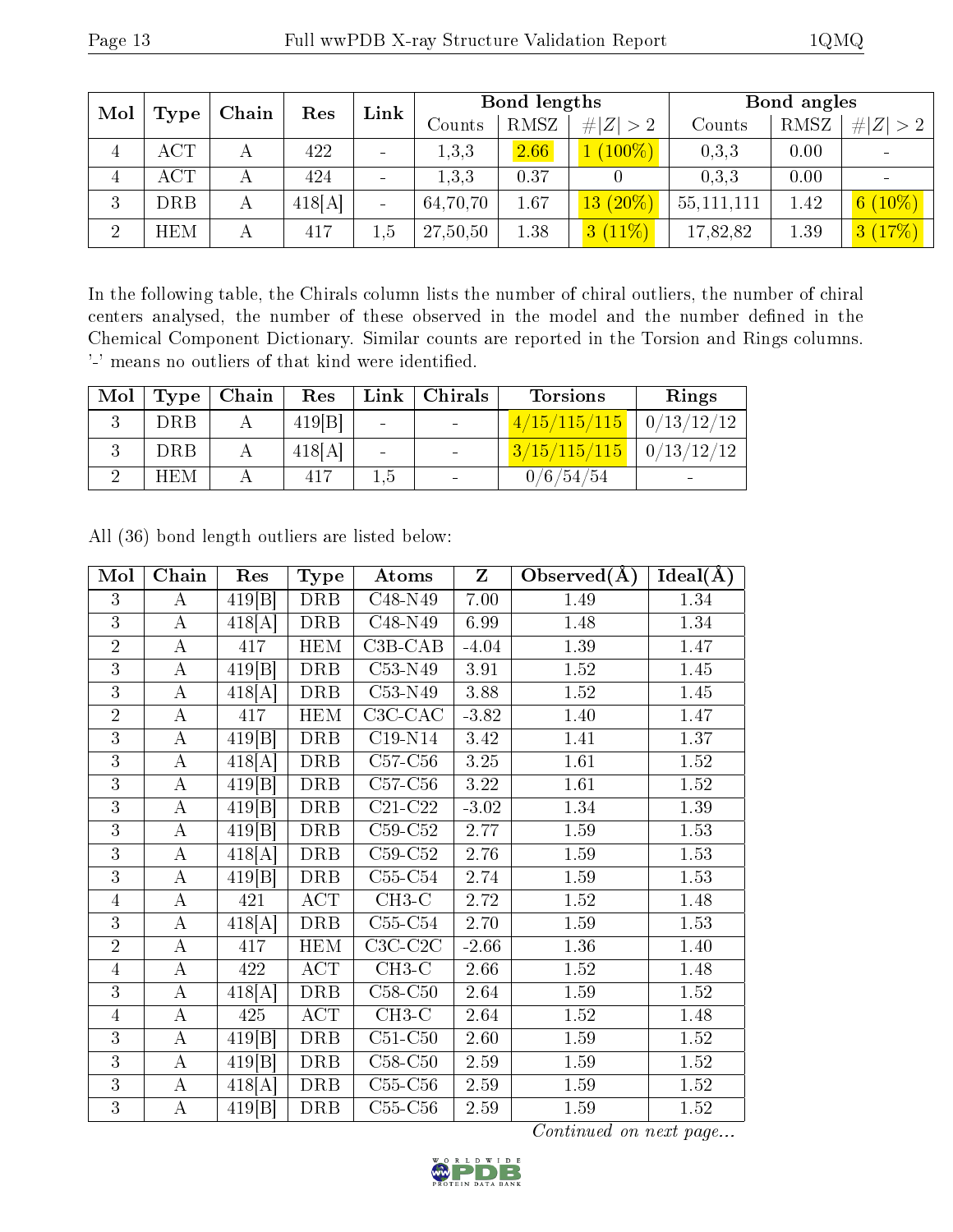| Mol | Type | Chain | Res | Link | Bond lengths | | | Bond angles | | |
|---|---|---|---|---|---|---|---|---|---|---|
| | | | | | Counts | RMSZ | #\|Z\| > 2 | Counts | RMSZ | #\|Z\| > 2 |
| 4 | ACT | A | 422 | - | 1,3,3 | 2.66 | 1 (100%) | 0,3,3 | 0.00 | - |
| 4 | ACT | A | 424 | - | 1,3,3 | 0.37 | 0 | 0,3,3 | 0.00 | - |
| 3 | DRB | A | 418[A] | - | 64,70,70 | 1.67 | 13 (20%) | 55,111,111 | 1.42 | 6 (10%) |
| 2 | HEM | A | 417 | 1,5 | 27,50,50 | 1.38 | 3 (11%) | 17,82,82 | 1.39 | 3 (17%) |

In the following table, the Chirals column lists the number of chiral outliers, the number of chiral centers analysed, the number of these observed in the model and the number defined in the Chemical Component Dictionary. Similar counts are reported in the Torsion and Rings columns. '-' means no outliers of that kind were identified.

| Mol | Type | Chain | Res | Link | Chirals | Torsions | Rings |
|---|---|---|---|---|---|---|---|
| 3 | DRB | A | 419[B] | - | - | 4/15/115/115 | 0/13/12/12 |
| 3 | DRB | A | 418[A] | - | - | 3/15/115/115 | 0/13/12/12 |
| 2 | HEM | A | 417 | 1,5 | - | 0/6/54/54 | - |

All (36) bond length outliers are listed below:

| Mol | Chain | Res | Type | Atoms | Z | Observed(Å) | Ideal(Å) |
|---|---|---|---|---|---|---|---|
| 3 | A | 419[B] | DRB | C48-N49 | 7.00 | 1.49 | 1.34 |
| 3 | A | 418[A] | DRB | C48-N49 | 6.99 | 1.48 | 1.34 |
| 2 | A | 417 | HEM | C3B-CAB | -4.04 | 1.39 | 1.47 |
| 3 | A | 419[B] | DRB | C53-N49 | 3.91 | 1.52 | 1.45 |
| 3 | A | 418[A] | DRB | C53-N49 | 3.88 | 1.52 | 1.45 |
| 2 | A | 417 | HEM | C3C-CAC | -3.82 | 1.40 | 1.47 |
| 3 | A | 419[B] | DRB | C19-N14 | 3.42 | 1.41 | 1.37 |
| 3 | A | 418[A] | DRB | C57-C56 | 3.25 | 1.61 | 1.52 |
| 3 | A | 419[B] | DRB | C57-C56 | 3.22 | 1.61 | 1.52 |
| 3 | A | 419[B] | DRB | C21-C22 | -3.02 | 1.34 | 1.39 |
| 3 | A | 419[B] | DRB | C59-C52 | 2.77 | 1.59 | 1.53 |
| 3 | A | 418[A] | DRB | C59-C52 | 2.76 | 1.59 | 1.53 |
| 3 | A | 419[B] | DRB | C55-C54 | 2.74 | 1.59 | 1.53 |
| 4 | A | 421 | ACT | CH3-C | 2.72 | 1.52 | 1.48 |
| 3 | A | 418[A] | DRB | C55-C54 | 2.70 | 1.59 | 1.53 |
| 2 | A | 417 | HEM | C3C-C2C | -2.66 | 1.36 | 1.40 |
| 4 | A | 422 | ACT | CH3-C | 2.66 | 1.52 | 1.48 |
| 3 | A | 418[A] | DRB | C58-C50 | 2.64 | 1.59 | 1.52 |
| 4 | A | 425 | ACT | CH3-C | 2.64 | 1.52 | 1.48 |
| 3 | A | 419[B] | DRB | C51-C50 | 2.60 | 1.59 | 1.52 |
| 3 | A | 419[B] | DRB | C58-C50 | 2.59 | 1.59 | 1.52 |
| 3 | A | 418[A] | DRB | C55-C56 | 2.59 | 1.59 | 1.52 |
| 3 | A | 419[B] | DRB | C55-C56 | 2.59 | 1.59 | 1.52 |

*Continued on next page...*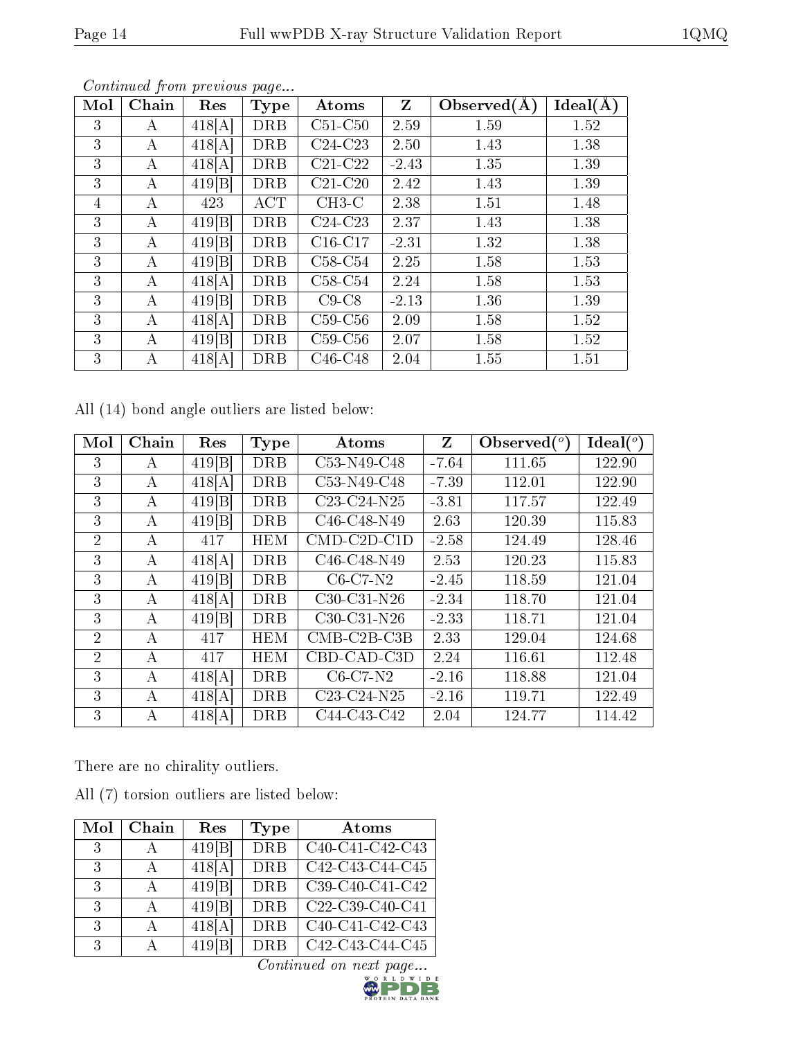*Continued from previous page...*

| Mol | Chain | Res | Type | Atoms | Z | Observed(Å) | Ideal(Å) |
|---|---|---|---|---|---|---|---|
| 3 | A | 418[A] | DRB | C51-C50 | 2.59 | 1.59 | 1.52 |
| 3 | A | 418[A] | DRB | C24-C23 | 2.50 | 1.43 | 1.38 |
| 3 | A | 418[A] | DRB | C21-C22 | -2.43 | 1.35 | 1.39 |
| 3 | A | 419[B] | DRB | C21-C20 | 2.42 | 1.43 | 1.39 |
| 4 | A | 423 | ACT | CH3-C | 2.38 | 1.51 | 1.48 |
| 3 | A | 419[B] | DRB | C24-C23 | 2.37 | 1.43 | 1.38 |
| 3 | A | 419[B] | DRB | C16-C17 | -2.31 | 1.32 | 1.38 |
| 3 | A | 419[B] | DRB | C58-C54 | 2.25 | 1.58 | 1.53 |
| 3 | A | 418[A] | DRB | C58-C54 | 2.24 | 1.58 | 1.53 |
| 3 | A | 419[B] | DRB | C9-C8 | -2.13 | 1.36 | 1.39 |
| 3 | A | 418[A] | DRB | C59-C56 | 2.09 | 1.58 | 1.52 |
| 3 | A | 419[B] | DRB | C59-C56 | 2.07 | 1.58 | 1.52 |
| 3 | A | 418[A] | DRB | C46-C48 | 2.04 | 1.55 | 1.51 |

All (14) bond angle outliers are listed below:

| Mol | Chain | Res | Type | Atoms | Z | Observed(°) | Ideal(°) |
|---|---|---|---|---|---|---|---|
| 3 | A | 419[B] | DRB | C53-N49-C48 | -7.64 | 111.65 | 122.90 |
| 3 | A | 418[A] | DRB | C53-N49-C48 | -7.39 | 112.01 | 122.90 |
| 3 | A | 419[B] | DRB | C23-C24-N25 | -3.81 | 117.57 | 122.49 |
| 3 | A | 419[B] | DRB | C46-C48-N49 | 2.63 | 120.39 | 115.83 |
| 2 | A | 417 | HEM | CMD-C2D-C1D | -2.58 | 124.49 | 128.46 |
| 3 | A | 418[A] | DRB | C46-C48-N49 | 2.53 | 120.23 | 115.83 |
| 3 | A | 419[B] | DRB | C6-C7-N2 | -2.45 | 118.59 | 121.04 |
| 3 | A | 418[A] | DRB | C30-C31-N26 | -2.34 | 118.70 | 121.04 |
| 3 | A | 419[B] | DRB | C30-C31-N26 | -2.33 | 118.71 | 121.04 |
| 2 | A | 417 | HEM | CMB-C2B-C3B | 2.33 | 129.04 | 124.68 |
| 2 | A | 417 | HEM | CBD-CAD-C3D | 2.24 | 116.61 | 112.48 |
| 3 | A | 418[A] | DRB | C6-C7-N2 | -2.16 | 118.88 | 121.04 |
| 3 | A | 418[A] | DRB | C23-C24-N25 | -2.16 | 119.71 | 122.49 |
| 3 | A | 418[A] | DRB | C44-C43-C42 | 2.04 | 124.77 | 114.42 |

There are no chirality outliers.

All (7) torsion outliers are listed below:

| Mol | Chain | Res | Type | Atoms |
|---|---|---|---|---|
| 3 | A | 419[B] | DRB | C40-C41-C42-C43 |
| 3 | A | 418[A] | DRB | C42-C43-C44-C45 |
| 3 | A | 419[B] | DRB | C39-C40-C41-C42 |
| 3 | A | 419[B] | DRB | C22-C39-C40-C41 |
| 3 | A | 418[A] | DRB | C40-C41-C42-C43 |
| 3 | A | 419[B] | DRB | C42-C43-C44-C45 |

*Continued on next page...*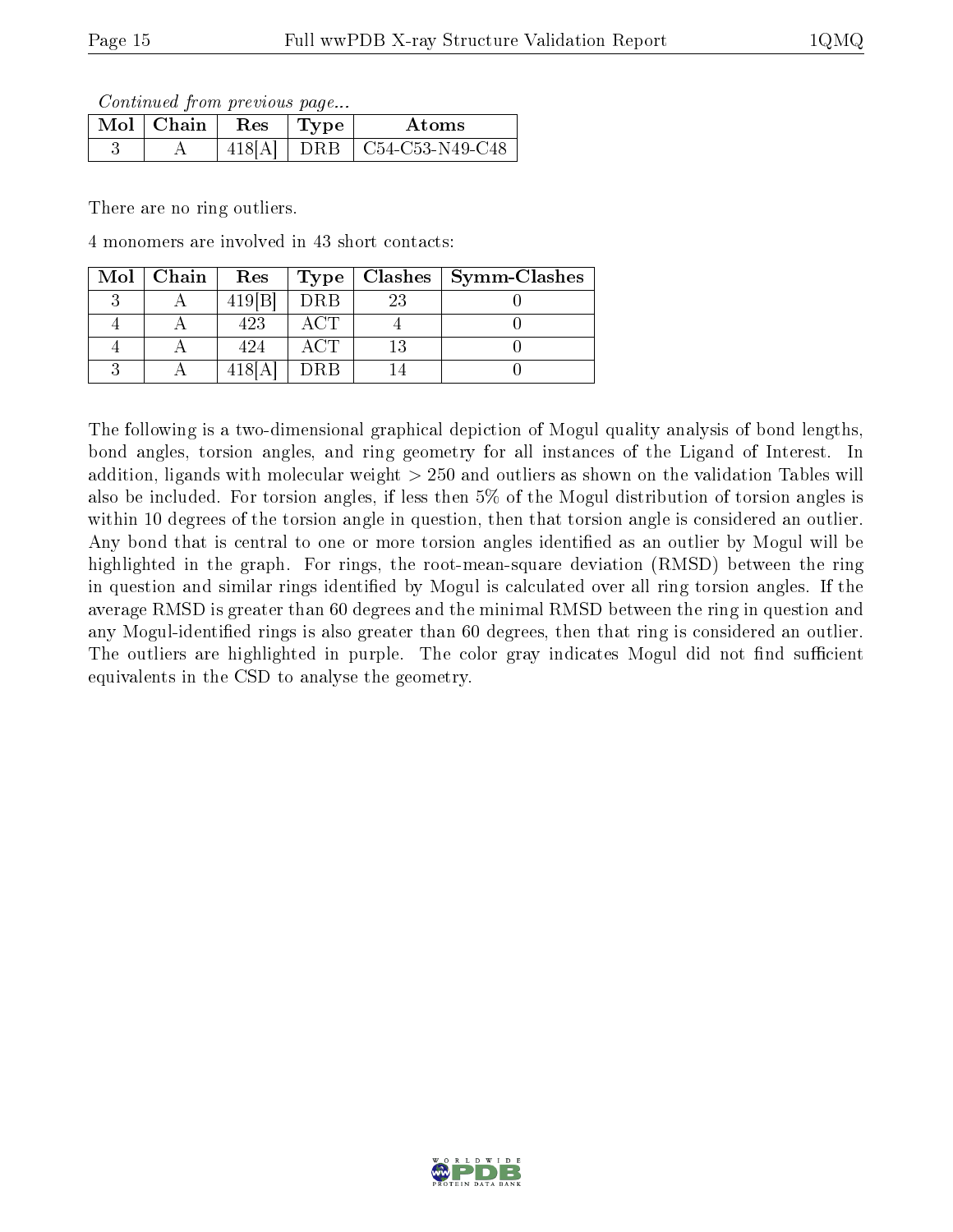*Continued from previous page...*

| Mol | Chain | Res | Type | Atoms |
|---|---|---|---|---|
| 3 | A | 418[A] | DRB | C54-C53-N49-C48 |

There are no ring outliers.

4 monomers are involved in 43 short contacts:

| Mol | Chain | Res | Type | Clashes | Symm-Clashes |
|---|---|---|---|---|---|
| 3 | A | 419[B] | DRB | 23 | 0 |
| 4 | A | 423 | ACT | 4 | 0 |
| 4 | A | 424 | ACT | 13 | 0 |
| 3 | A | 418[A] | DRB | 14 | 0 |

The following is a two-dimensional graphical depiction of Mogul quality analysis of bond lengths, bond angles, torsion angles, and ring geometry for all instances of the Ligand of Interest. In addition, ligands with molecular weight > 250 and outliers as shown on the validation Tables will also be included. For torsion angles, if less then 5% of the Mogul distribution of torsion angles is within 10 degrees of the torsion angle in question, then that torsion angle is considered an outlier. Any bond that is central to one or more torsion angles identified as an outlier by Mogul will be highlighted in the graph. For rings, the root-mean-square deviation (RMSD) between the ring in question and similar rings identified by Mogul is calculated over all ring torsion angles. If the average RMSD is greater than 60 degrees and the minimal RMSD between the ring in question and any Mogul-identified rings is also greater than 60 degrees, then that ring is considered an outlier. The outliers are highlighted in purple. The color gray indicates Mogul did not find sufficient equivalents in the CSD to analyse the geometry.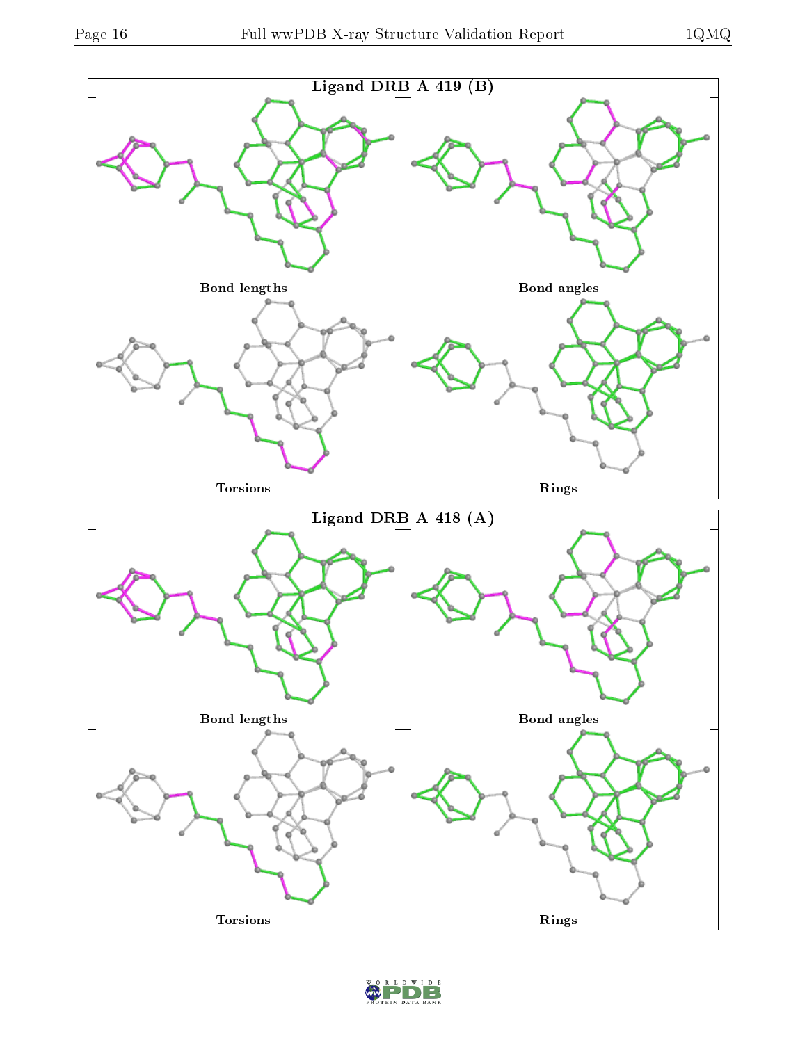Ligand DRB A 419 (B)

Bond lengths

Bond angles

Torsions

Rings

Ligand DRB A 418 (A)

Bond lengths

Bond angles

Torsions

Rings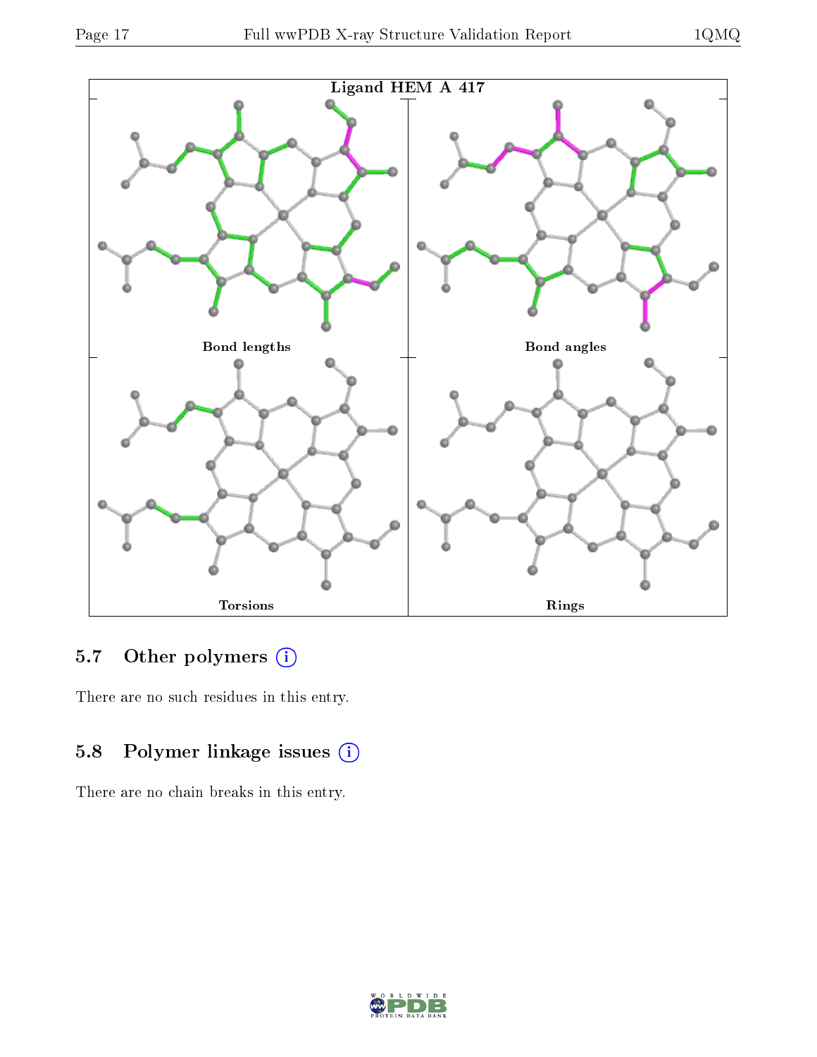Ligand HEM A 417

Bond lengths

Bond angles

Torsions

Rings

## 5.7 Other polymers (i)

There are no such residues in this entry.

## 5.8 Polymer linkage issues (i)

There are no chain breaks in this entry.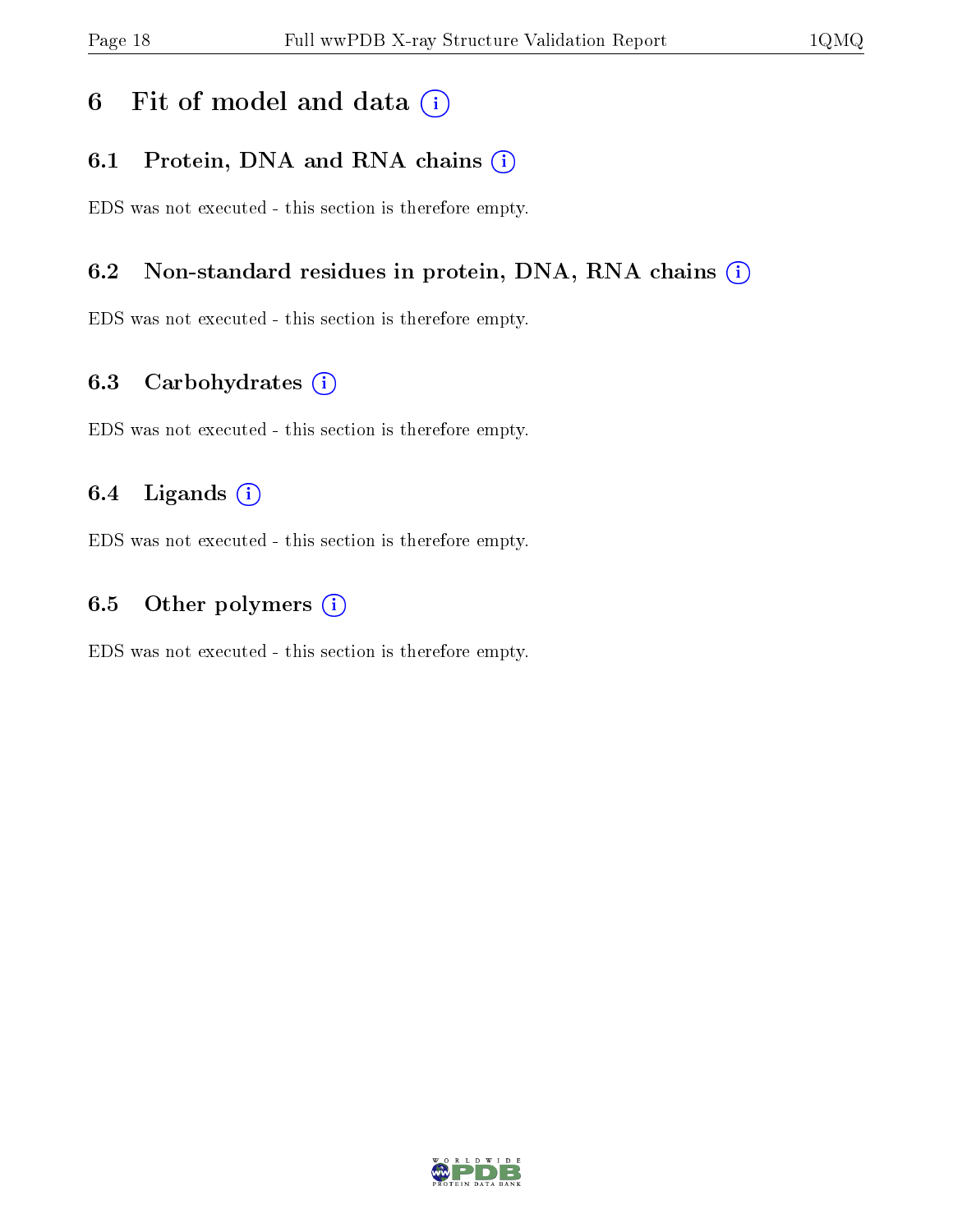# 6 Fit of model and data

## 6.1 Protein, DNA and RNA chains

EDS was not executed - this section is therefore empty.

## 6.2 Non-standard residues in protein, DNA, RNA chains

EDS was not executed - this section is therefore empty.

## 6.3 Carbohydrates

EDS was not executed - this section is therefore empty.

## 6.4 Ligands

EDS was not executed - this section is therefore empty.

## 6.5 Other polymers

EDS was not executed - this section is therefore empty.